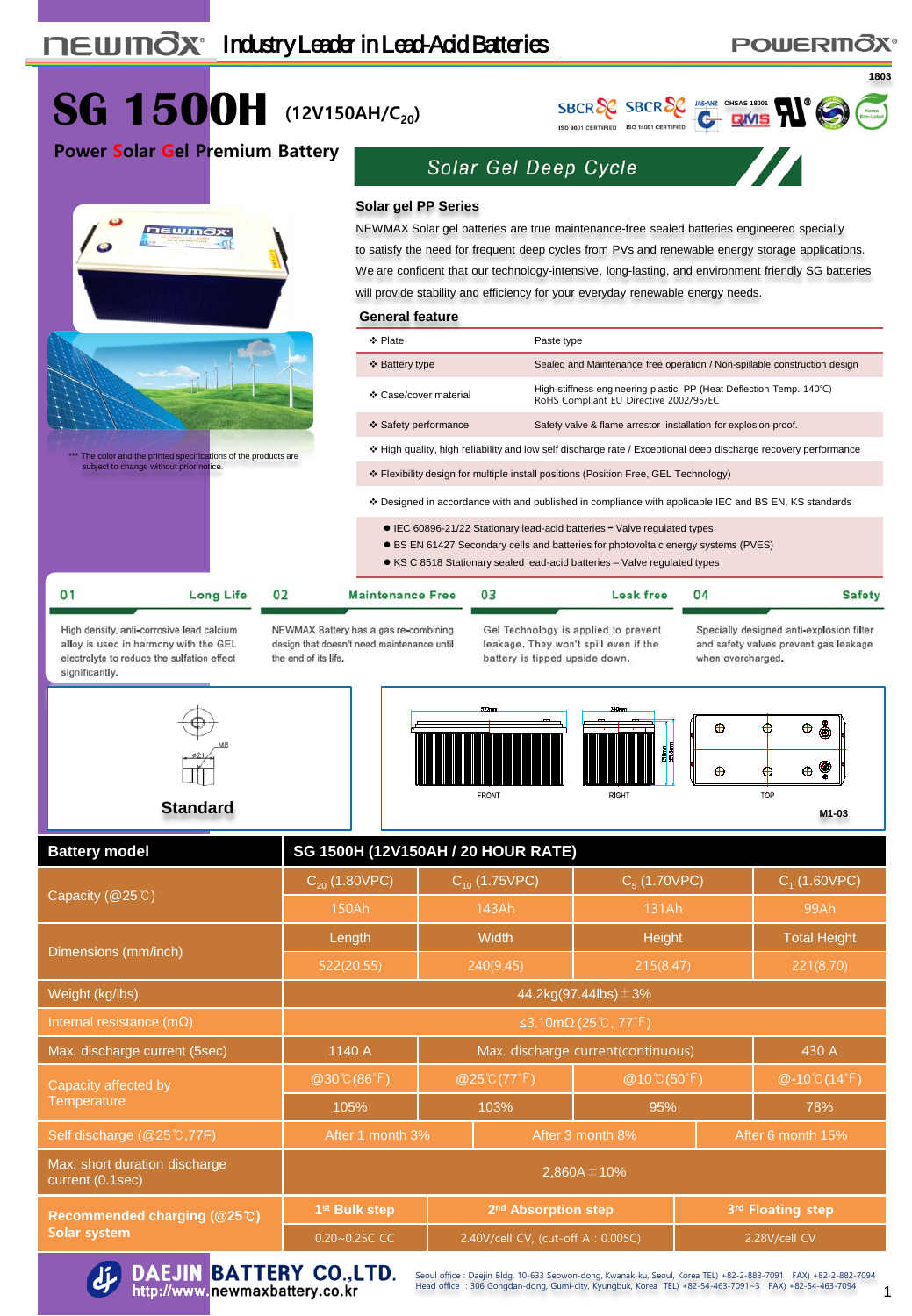# SG 1500H (12V150AH/$C_{20}$)

**Power Solar Gel Premium Battery**

Industry Leader in Lead-Acid Batteries

1803

ISO 9001 CERTIFIED ISO 14001 CERTIFIED OHSAS 18001

*** The color and the printed specifications of the products are subject to change without prior notice.

## Solar Gel Deep Cycle

### Solar gel PP Series

NEWMAX Solar gel batteries are true maintenance-free sealed batteries engineered specially to satisfy the need for frequent deep cycles from PVs and renewable energy storage applications. We are confident that our technology-intensive, long-lasting, and environment friendly SG batteries will provide stability and efficiency for your everyday renewable energy needs.

### General feature

| Feature | Description |
|---|---|
| ❖ Plate | Paste type |
| ❖ Battery type | Sealed and Maintenance free operation / Non-spillable construction design |
| ❖ Case/cover material | High-stiffness engineering plastic PP (Heat Deflection Temp. 140℃) RoHS Compliant EU Directive 2002/95/EC |
| ❖ Safety performance | Safety valve & flame arrestor installation for explosion proof. |

- ❖ High quality, high reliability and low self discharge rate / Exceptional deep discharge recovery performance
- ❖ Flexibility design for multiple install positions (Position Free, GEL Technology)
- ❖ Designed in accordance with and published in compliance with applicable IEC and BS EN, KS standards
  - IEC 60896-21/22 Stationary lead-acid batteries – Valve regulated types
  - BS EN 61427 Secondary cells and batteries for photovoltaic energy systems (PVES)
  - KS C 8518 Stationary sealed lead-acid batteries – Valve regulated types

**01 Long Life**
High density, anti-corrosive lead calcium alloy is used in harmony with the GEL electrolyte to reduce the sulfation effect significantly.

**02 Maintenance Free**
NEWMAX Battery has a gas re-combining design that doesn't need maintenance until the end of its life.

**03 Leak free**
Gel Technology is applied to prevent leakage. They won't spill even if the battery is tipped upside down.

**04 Safety**
Specially designed anti-explosion filter and safety valves prevent gas leakage when overcharged.

**Standard** (M8, ⌀21)

FRONT RIGHT TOP

M1-03

| Battery model | SG 1500H (12V150AH / 20 HOUR RATE) | | | |
|---|---|---|---|---|
| Capacity (@25℃) | $C_{20}$ (1.80VPC) | $C_{10}$ (1.75VPC) | $C_5$ (1.70VPC) | $C_1$ (1.60VPC) |
| | 150Ah | 143Ah | 131Ah | 99Ah |
| Dimensions (mm/inch) | Length | Width | Height | Total Height |
| | 522(20.55) | 240(9.45) | 215(8.47) | 221(8.70) |
| Weight (kg/lbs) | 44.2kg(97.44lbs)±3% | | | |
| Internal resistance (mΩ) | ≤3.10mΩ (25℃, 77˚F) | | | |
| Max. discharge current (5sec) | 1140 A | Max. discharge current(continuous) | | 430 A |
| Capacity affected by Temperature | @30℃(86˚F) | @25℃(77˚F) | @10℃(50˚F) | @-10℃(14˚F) |
| | 105% | 103% | 95% | 78% |
| Self discharge (@25℃,77F) | After 1 month 3% | After 3 month 8% | | After 6 month 15% |
| Max. short duration discharge current (0.1sec) | 2,860A±10% | | | |
| Recommended charging (@25℃) Solar system | 1st Bulk step | 2nd Absorption step | | 3rd Floating step |
| | 0.20~0.25C CC | 2.40V/cell CV, (cut-off A : 0.005C) | | 2.28V/cell CV |

**DAEJIN BATTERY CO.,LTD.**
http://www.newmaxbattery.co.kr

Seoul office : Daejin Bldg. 10-633 Seowon-dong, Kwanak-ku, Seoul, Korea TEL) +82-2-883-7091 FAX) +82-2-882-7094
Head office : 306 Gongdan-dong, Gumi-city, Kyungbuk, Korea TEL) +82-54-463-7091~3 FAX) +82-54-463-7094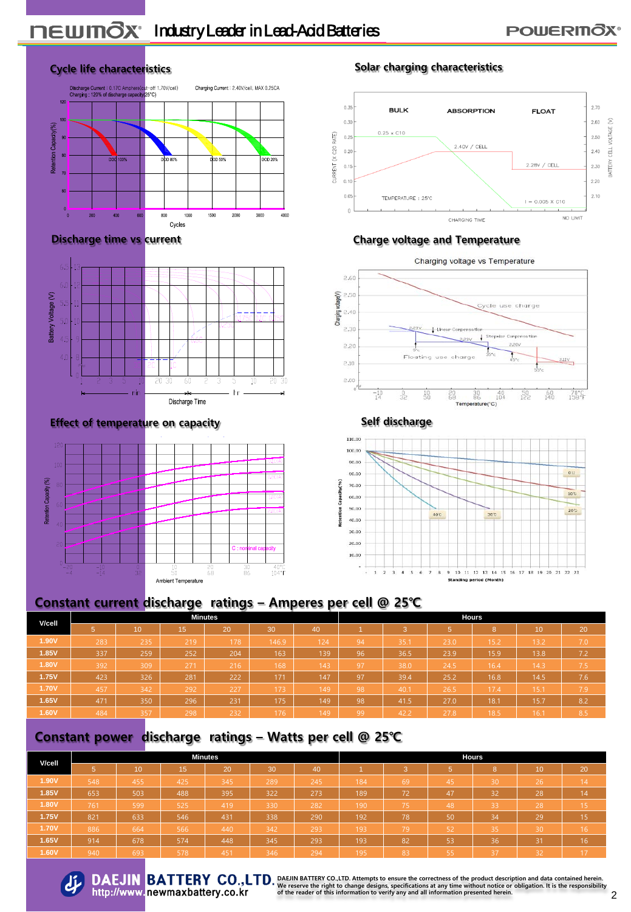newmax® Industry Leader in Lead-Acid Batteries

POWERMAX®

## Cycle life characteristics

Discharge Current : 0.17C Ampere(cut-off 1.70V/cell)
Charging : 120% of discharge capacity(25°C)
Charging Current : 2.40V/cell, MAX 0.25CA

Retention Capacity(%)

DOD 100%
DOD 80%
DOD 50%
DOD 20%

Cycles

## Solar charging characteristics

BULK
ABSORPTION
FLOAT

0.25 x C10
2.40V / CELL
2.28V / CELL
TEMPERATURE : 25°C
I = 0.005 X C10

CURRENT (X C20 RATE)
BATTERY CELL VOLTAGE (V)
CHARGING TIME
NO LIMIT

## Discharge time vs current

Battery Voltage (V)

min
hr
Discharge Time

## Charge voltage and Temperature

Charging voltage vs Temperature

Charging voltage(V)

Cycle use charge
Linear Compensation
Stepwise Compensation
Floating use charge

Temperature(°C)

## Effect of temperature on capacity

Retention Capacity (%)

C : nominal capacity

Ambient Temperature

## Self discharge

Retention Capacity(%)

0°C
10°C
20°C
40°C
30°C

Standing period (Month)

## Constant current discharge ratings – Amperes per cell @ 25℃

| V/cell | Minutes | | | | | | Hours | | | | | |
|---|---|---|---|---|---|---|---|---|---|---|---|---|
| | 5 | 10 | 15 | 20 | 30 | 40 | 1 | 3 | 5 | 8 | 10 | 20 |
| 1.90V | 283 | 235 | 219 | 178 | 146.9 | 124 | 94 | 35.1 | 23.0 | 15.2 | 13.2 | 7.0 |
| 1.85V | 337 | 259 | 252 | 204 | 163 | 139 | 96 | 36.5 | 23.9 | 15.9 | 13.8 | 7.2 |
| 1.80V | 392 | 309 | 271 | 216 | 168 | 143 | 97 | 38.0 | 24.5 | 16.4 | 14.3 | 7.5 |
| 1.75V | 423 | 326 | 281 | 222 | 171 | 147 | 97 | 39.4 | 25.2 | 16.8 | 14.5 | 7.6 |
| 1.70V | 457 | 342 | 292 | 227 | 173 | 149 | 98 | 40.1 | 26.5 | 17.4 | 15.1 | 7.9 |
| 1.65V | 471 | 350 | 296 | 231 | 175 | 149 | 98 | 41.5 | 27.0 | 18.1 | 15.7 | 8.2 |
| 1.60V | 484 | 357 | 298 | 232 | 176 | 149 | 99 | 42.2 | 27.8 | 18.5 | 16.1 | 8.5 |

## Constant power discharge ratings – Watts per cell @ 25℃

| V/cell | Minutes | | | | | | Hours | | | | | |
|---|---|---|---|---|---|---|---|---|---|---|---|---|
| | 5 | 10 | 15 | 20 | 30 | 40 | 1 | 3 | 5 | 8 | 10 | 20 |
| 1.90V | 548 | 455 | 425 | 345 | 289 | 245 | 184 | 69 | 45 | 30 | 26 | 14 |
| 1.85V | 653 | 503 | 488 | 395 | 322 | 273 | 189 | 72 | 47 | 32 | 28 | 14 |
| 1.80V | 761 | 599 | 525 | 419 | 330 | 282 | 190 | 75 | 48 | 33 | 28 | 15 |
| 1.75V | 821 | 633 | 546 | 431 | 338 | 290 | 192 | 78 | 50 | 34 | 29 | 15 |
| 1.70V | 886 | 664 | 566 | 440 | 342 | 293 | 193 | 79 | 52 | 35 | 30 | 16 |
| 1.65V | 914 | 678 | 574 | 448 | 345 | 293 | 193 | 82 | 53 | 36 | 31 | 16 |
| 1.60V | 940 | 693 | 578 | 451 | 346 | 294 | 195 | 83 | 55 | 37 | 32 | 17 |

**DAEJIN BATTERY CO.,LTD.**
http://www.newmaxbattery.co.kr

DAEJIN BATTERY CO.,LTD. Attempts to ensure the correctness of the product description and data contained herein. We reserve the right to change designs, specifications at any time without notice or obligation. It is the responsibility of the reader of this information to verify any and all information presented herein.